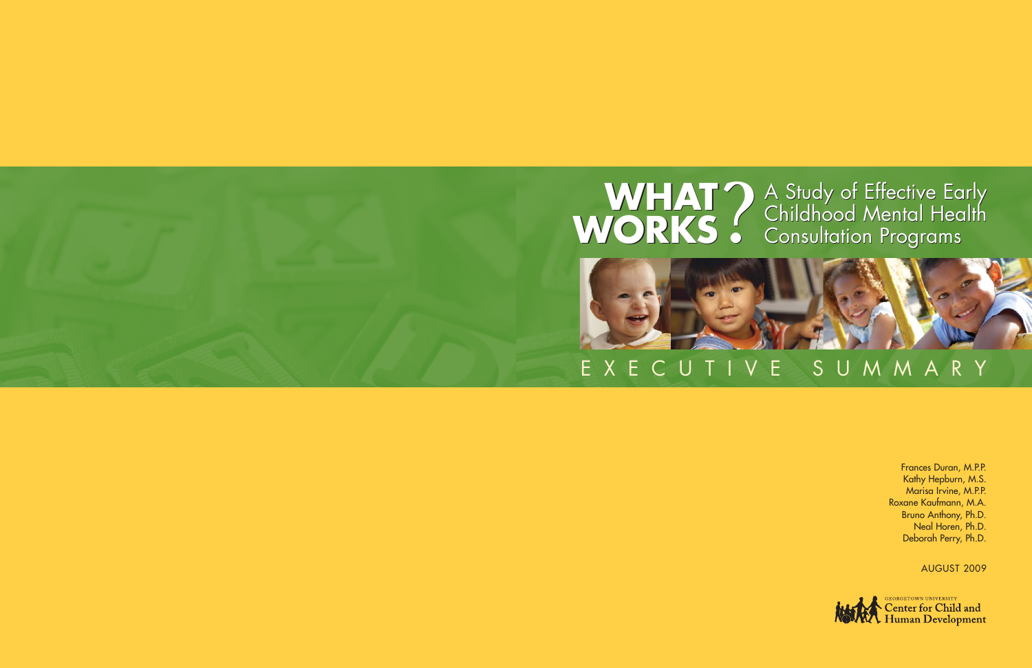# WHAT WORKS? A Study of Effective Early Childhood Mental Health Consultation Programs

## EXECUTIVE SUMMARY

Frances Duran, M.P.P.
Kathy Hepburn, M.S.
Marisa Irvine, M.P.P.
Roxane Kaufmann, M.A.
Bruno Anthony, Ph.D.
Neal Horen, Ph.D.
Deborah Perry, Ph.D.

AUGUST 2009

Georgetown University Center for Child and Human Development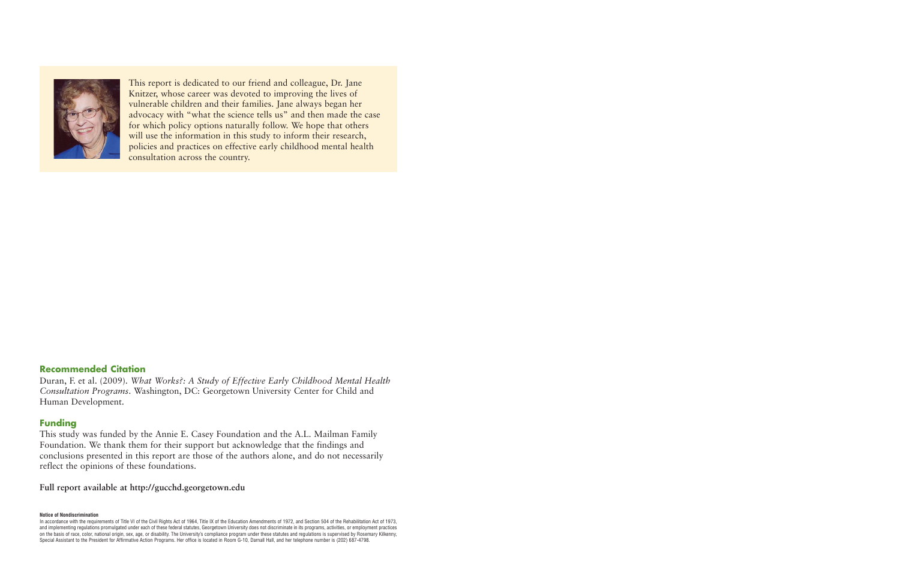This report is dedicated to our friend and colleague, Dr. Jane Knitzer, whose career was devoted to improving the lives of vulnerable children and their families. Jane always began her advocacy with "what the science tells us" and then made the case for which policy options naturally follow. We hope that others will use the information in this study to inform their research, policies and practices on effective early childhood mental health consultation across the country.

## Recommended Citation

Duran, F. et al. (2009). *What Works?: A Study of Effective Early Childhood Mental Health Consultation Programs*. Washington, DC: Georgetown University Center for Child and Human Development.

## Funding

This study was funded by the Annie E. Casey Foundation and the A.L. Mailman Family Foundation. We thank them for their support but acknowledge that the findings and conclusions presented in this report are those of the authors alone, and do not necessarily reflect the opinions of these foundations.

**Full report available at http://gucchd.georgetown.edu**

**Notice of Nondiscrimination**

In accordance with the requirements of Title VI of the Civil Rights Act of 1964, Title IX of the Education Amendments of 1972, and Section 504 of the Rehabilitation Act of 1973, and implementing regulations promulgated under each of these federal statutes, Georgetown University does not discriminate in its programs, activities, or employment practices on the basis of race, color, national origin, sex, age, or disability. The University's compliance program under these statutes and regulations is supervised by Rosemary Kilkenny, Special Assistant to the President for Affirmative Action Programs. Her office is located in Room G-10, Darnall Hall, and her telephone number is (202) 687-4798.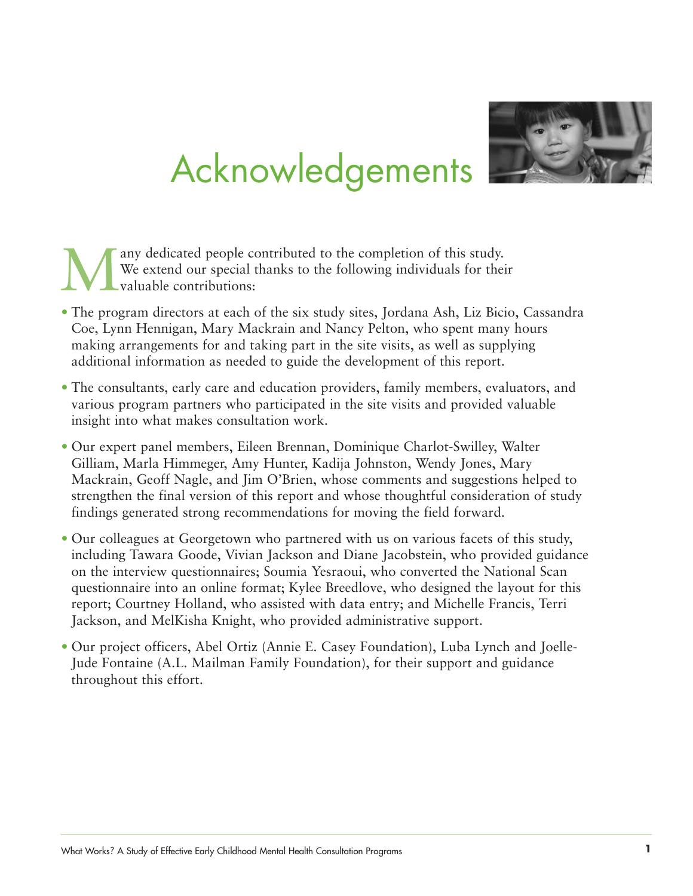# Acknowledgements

Many dedicated people contributed to the completion of this study. We extend our special thanks to the following individuals for their valuable contributions:

- The program directors at each of the six study sites, Jordana Ash, Liz Bicio, Cassandra Coe, Lynn Hennigan, Mary Mackrain and Nancy Pelton, who spent many hours making arrangements for and taking part in the site visits, as well as supplying additional information as needed to guide the development of this report.
- The consultants, early care and education providers, family members, evaluators, and various program partners who participated in the site visits and provided valuable insight into what makes consultation work.
- Our expert panel members, Eileen Brennan, Dominique Charlot-Swilley, Walter Gilliam, Marla Himmeger, Amy Hunter, Kadija Johnston, Wendy Jones, Mary Mackrain, Geoff Nagle, and Jim O'Brien, whose comments and suggestions helped to strengthen the final version of this report and whose thoughtful consideration of study findings generated strong recommendations for moving the field forward.
- Our colleagues at Georgetown who partnered with us on various facets of this study, including Tawara Goode, Vivian Jackson and Diane Jacobstein, who provided guidance on the interview questionnaires; Soumia Yesraoui, who converted the National Scan questionnaire into an online format; Kylee Breedlove, who designed the layout for this report; Courtney Holland, who assisted with data entry; and Michelle Francis, Terri Jackson, and MelKisha Knight, who provided administrative support.
- Our project officers, Abel Ortiz (Annie E. Casey Foundation), Luba Lynch and Joelle-Jude Fontaine (A.L. Mailman Family Foundation), for their support and guidance throughout this effort.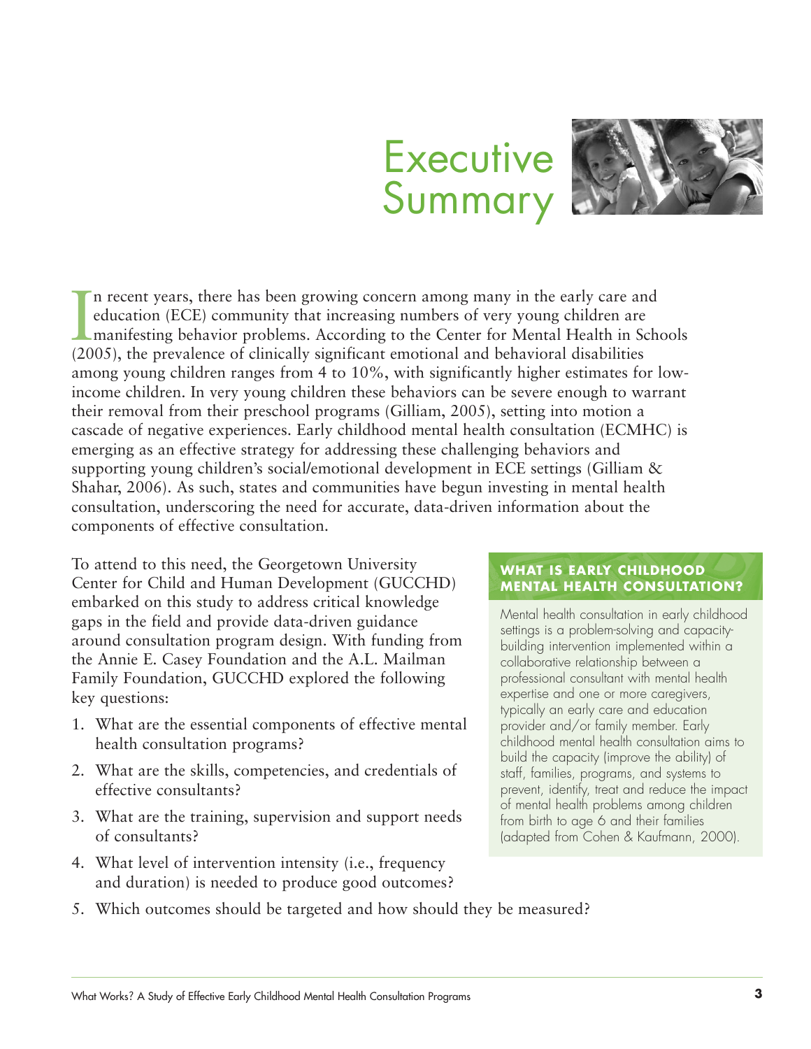# Executive Summary

In recent years, there has been growing concern among many in the early care and education (ECE) community that increasing numbers of very young children are manifesting behavior problems. According to the Center for Mental Health in Schools (2005), the prevalence of clinically significant emotional and behavioral disabilities among young children ranges from 4 to 10%, with significantly higher estimates for low-income children. In very young children these behaviors can be severe enough to warrant their removal from their preschool programs (Gilliam, 2005), setting into motion a cascade of negative experiences. Early childhood mental health consultation (ECMHC) is emerging as an effective strategy for addressing these challenging behaviors and supporting young children's social/emotional development in ECE settings (Gilliam & Shahar, 2006). As such, states and communities have begun investing in mental health consultation, underscoring the need for accurate, data-driven information about the components of effective consultation.

To attend to this need, the Georgetown University Center for Child and Human Development (GUCCHD) embarked on this study to address critical knowledge gaps in the field and provide data-driven guidance around consultation program design. With funding from the Annie E. Casey Foundation and the A.L. Mailman Family Foundation, GUCCHD explored the following key questions:

1. What are the essential components of effective mental health consultation programs?
2. What are the skills, competencies, and credentials of effective consultants?
3. What are the training, supervision and support needs of consultants?
4. What level of intervention intensity (i.e., frequency and duration) is needed to produce good outcomes?
5. Which outcomes should be targeted and how should they be measured?

### WHAT IS EARLY CHILDHOOD MENTAL HEALTH CONSULTATION?

Mental health consultation in early childhood settings is a problem-solving and capacity-building intervention implemented within a collaborative relationship between a professional consultant with mental health expertise and one or more caregivers, typically an early care and education provider and/or family member. Early childhood mental health consultation aims to build the capacity (improve the ability) of staff, families, programs, and systems to prevent, identify, treat and reduce the impact of mental health problems among children from birth to age 6 and their families (adapted from Cohen & Kaufmann, 2000).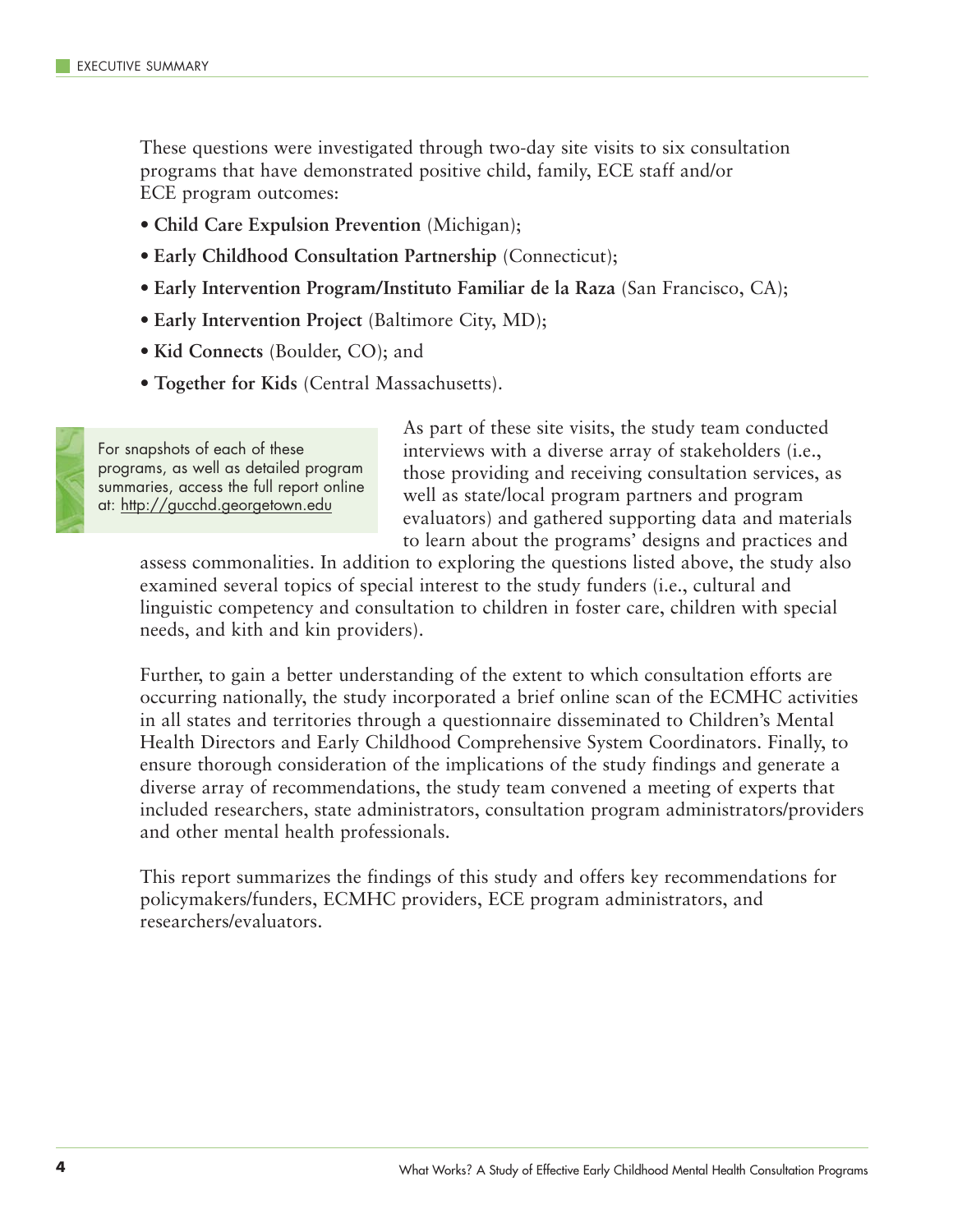These questions were investigated through two-day site visits to six consultation programs that have demonstrated positive child, family, ECE staff and/or ECE program outcomes:

- **Child Care Expulsion Prevention** (Michigan);
- **Early Childhood Consultation Partnership** (Connecticut);
- **Early Intervention Program/Instituto Familiar de la Raza** (San Francisco, CA);
- **Early Intervention Project** (Baltimore City, MD);
- **Kid Connects** (Boulder, CO); and
- **Together for Kids** (Central Massachusetts).

For snapshots of each of these programs, as well as detailed program summaries, access the full report online at: http://gucchd.georgetown.edu

As part of these site visits, the study team conducted interviews with a diverse array of stakeholders (i.e., those providing and receiving consultation services, as well as state/local program partners and program evaluators) and gathered supporting data and materials to learn about the programs' designs and practices and assess commonalities. In addition to exploring the questions listed above, the study also examined several topics of special interest to the study funders (i.e., cultural and linguistic competency and consultation to children in foster care, children with special needs, and kith and kin providers).

Further, to gain a better understanding of the extent to which consultation efforts are occurring nationally, the study incorporated a brief online scan of the ECMHC activities in all states and territories through a questionnaire disseminated to Children's Mental Health Directors and Early Childhood Comprehensive System Coordinators. Finally, to ensure thorough consideration of the implications of the study findings and generate a diverse array of recommendations, the study team convened a meeting of experts that included researchers, state administrators, consultation program administrators/providers and other mental health professionals.

This report summarizes the findings of this study and offers key recommendations for policymakers/funders, ECMHC providers, ECE program administrators, and researchers/evaluators.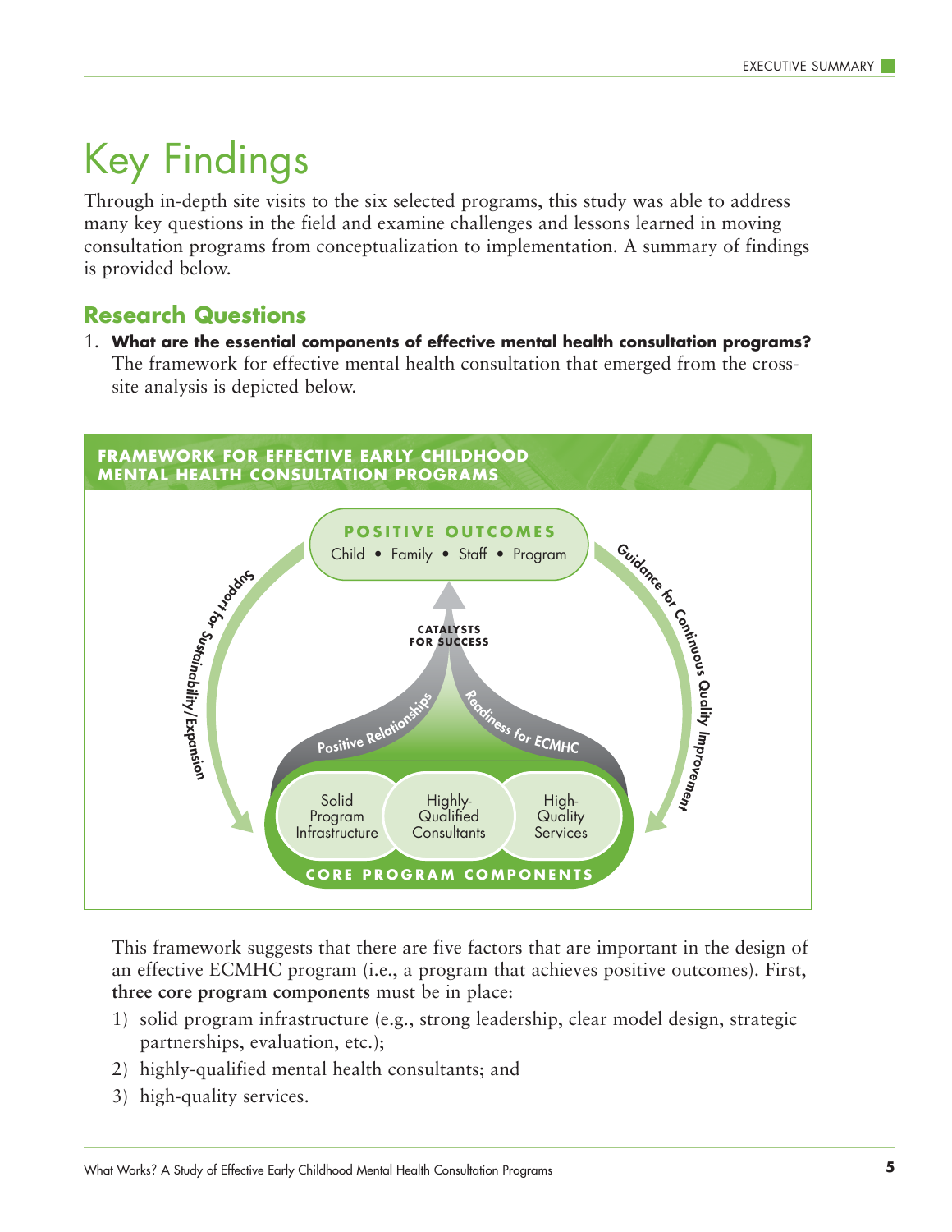# Key Findings

Through in-depth site visits to the six selected programs, this study was able to address many key questions in the field and examine challenges and lessons learned in moving consultation programs from conceptualization to implementation. A summary of findings is provided below.

## Research Questions

1. **What are the essential components of effective mental health consultation programs?** The framework for effective mental health consultation that emerged from the cross-site analysis is depicted below.

**FRAMEWORK FOR EFFECTIVE EARLY CHILDHOOD MENTAL HEALTH CONSULTATION PROGRAMS**

POSITIVE OUTCOMES
Child • Family • Staff • Program

CATALYSTS FOR SUCCESS
Positive Relationships
Readiness for ECMHC

Support for Sustainability/Expansion
Guidance for Continuous Quality Improvement

Solid Program Infrastructure
Highly-Qualified Consultants
High-Quality Services

CORE PROGRAM COMPONENTS

This framework suggests that there are five factors that are important in the design of an effective ECMHC program (i.e., a program that achieves positive outcomes). First, **three core program components** must be in place:

1) solid program infrastructure (e.g., strong leadership, clear model design, strategic partnerships, evaluation, etc.);
2) highly-qualified mental health consultants; and
3) high-quality services.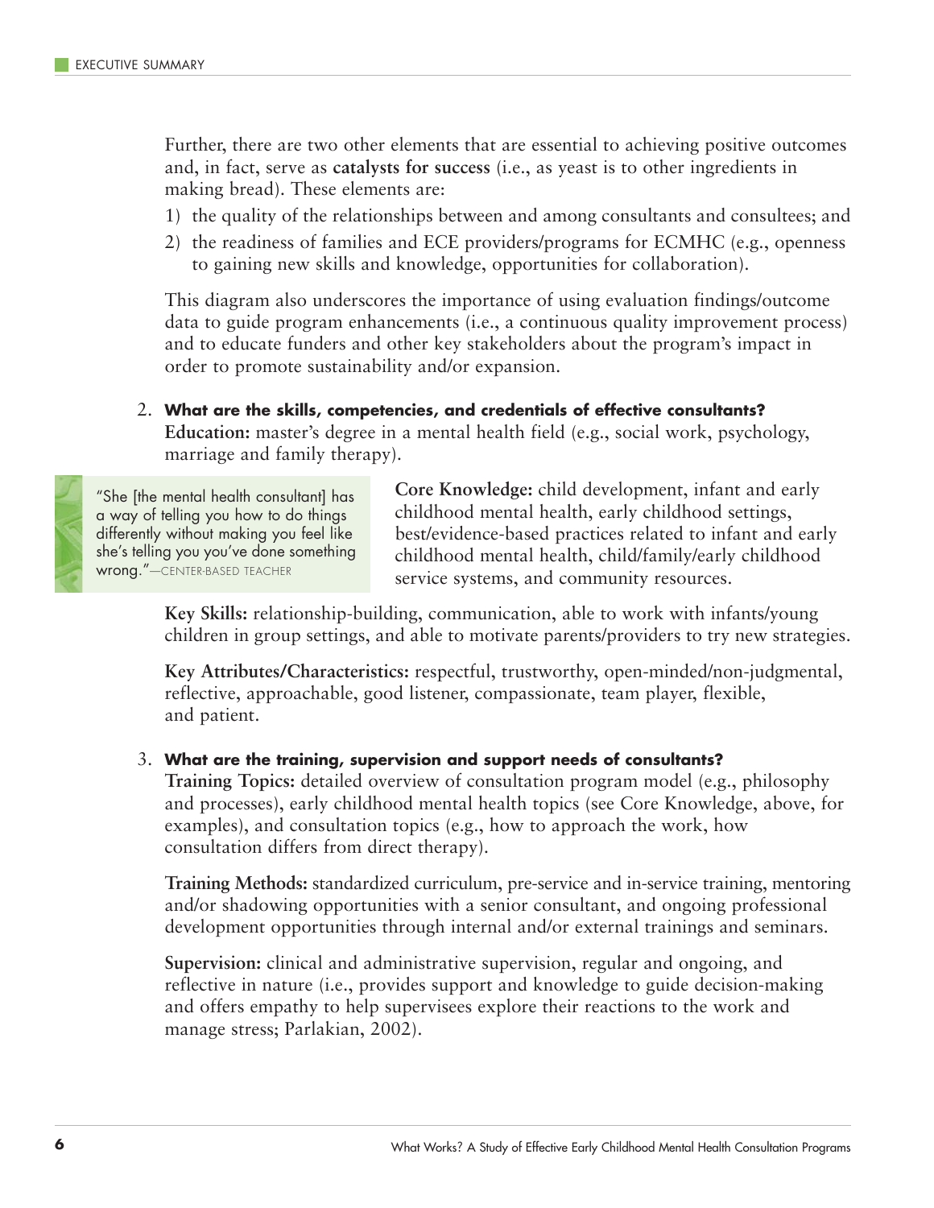Further, there are two other elements that are essential to achieving positive outcomes and, in fact, serve as **catalysts for success** (i.e., as yeast is to other ingredients in making bread). These elements are:

1) the quality of the relationships between and among consultants and consultees; and
2) the readiness of families and ECE providers/programs for ECMHC (e.g., openness to gaining new skills and knowledge, opportunities for collaboration).

This diagram also underscores the importance of using evaluation findings/outcome data to guide program enhancements (i.e., a continuous quality improvement process) and to educate funders and other key stakeholders about the program's impact in order to promote sustainability and/or expansion.

2. **What are the skills, competencies, and credentials of effective consultants?**

**Education:** master's degree in a mental health field (e.g., social work, psychology, marriage and family therapy).

> "She [the mental health consultant] has a way of telling you how to do things differently without making you feel like she's telling you you've done something wrong."—CENTER-BASED TEACHER

**Core Knowledge:** child development, infant and early childhood mental health, early childhood settings, best/evidence-based practices related to infant and early childhood mental health, child/family/early childhood service systems, and community resources.

**Key Skills:** relationship-building, communication, able to work with infants/young children in group settings, and able to motivate parents/providers to try new strategies.

**Key Attributes/Characteristics:** respectful, trustworthy, open-minded/non-judgmental, reflective, approachable, good listener, compassionate, team player, flexible, and patient.

3. **What are the training, supervision and support needs of consultants?**

**Training Topics:** detailed overview of consultation program model (e.g., philosophy and processes), early childhood mental health topics (see Core Knowledge, above, for examples), and consultation topics (e.g., how to approach the work, how consultation differs from direct therapy).

**Training Methods:** standardized curriculum, pre-service and in-service training, mentoring and/or shadowing opportunities with a senior consultant, and ongoing professional development opportunities through internal and/or external trainings and seminars.

**Supervision:** clinical and administrative supervision, regular and ongoing, and reflective in nature (i.e., provides support and knowledge to guide decision-making and offers empathy to help supervisees explore their reactions to the work and manage stress; Parlakian, 2002).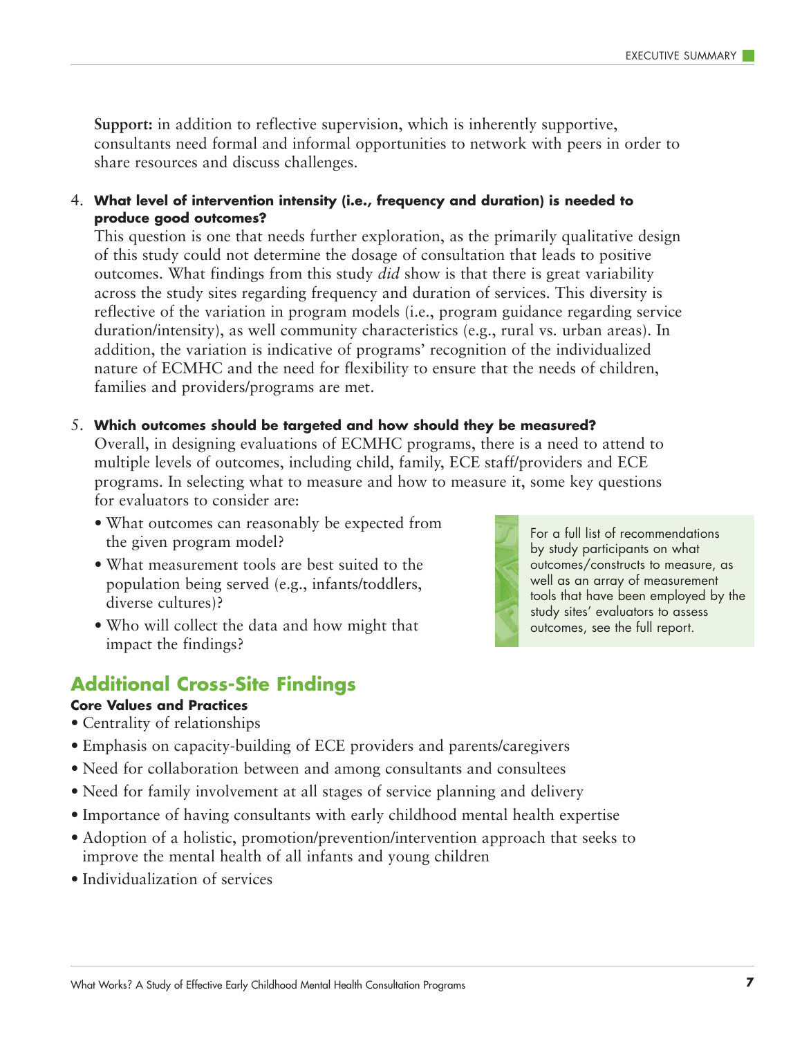**Support:** in addition to reflective supervision, which is inherently supportive, consultants need formal and informal opportunities to network with peers in order to share resources and discuss challenges.

4. **What level of intervention intensity (i.e., frequency and duration) is needed to produce good outcomes?**
   This question is one that needs further exploration, as the primarily qualitative design of this study could not determine the dosage of consultation that leads to positive outcomes. What findings from this study *did* show is that there is great variability across the study sites regarding frequency and duration of services. This diversity is reflective of the variation in program models (i.e., program guidance regarding service duration/intensity), as well community characteristics (e.g., rural vs. urban areas). In addition, the variation is indicative of programs' recognition of the individualized nature of ECMHC and the need for flexibility to ensure that the needs of children, families and providers/programs are met.

5. **Which outcomes should be targeted and how should they be measured?**
   Overall, in designing evaluations of ECMHC programs, there is a need to attend to multiple levels of outcomes, including child, family, ECE staff/providers and ECE programs. In selecting what to measure and how to measure it, some key questions for evaluators to consider are:
   - What outcomes can reasonably be expected from the given program model?
   - What measurement tools are best suited to the population being served (e.g., infants/toddlers, diverse cultures)?
   - Who will collect the data and how might that impact the findings?

For a full list of recommendations by study participants on what outcomes/constructs to measure, as well as an array of measurement tools that have been employed by the study sites' evaluators to assess outcomes, see the full report.

## Additional Cross-Site Findings

### Core Values and Practices

- Centrality of relationships
- Emphasis on capacity-building of ECE providers and parents/caregivers
- Need for collaboration between and among consultants and consultees
- Need for family involvement at all stages of service planning and delivery
- Importance of having consultants with early childhood mental health expertise
- Adoption of a holistic, promotion/prevention/intervention approach that seeks to improve the mental health of all infants and young children
- Individualization of services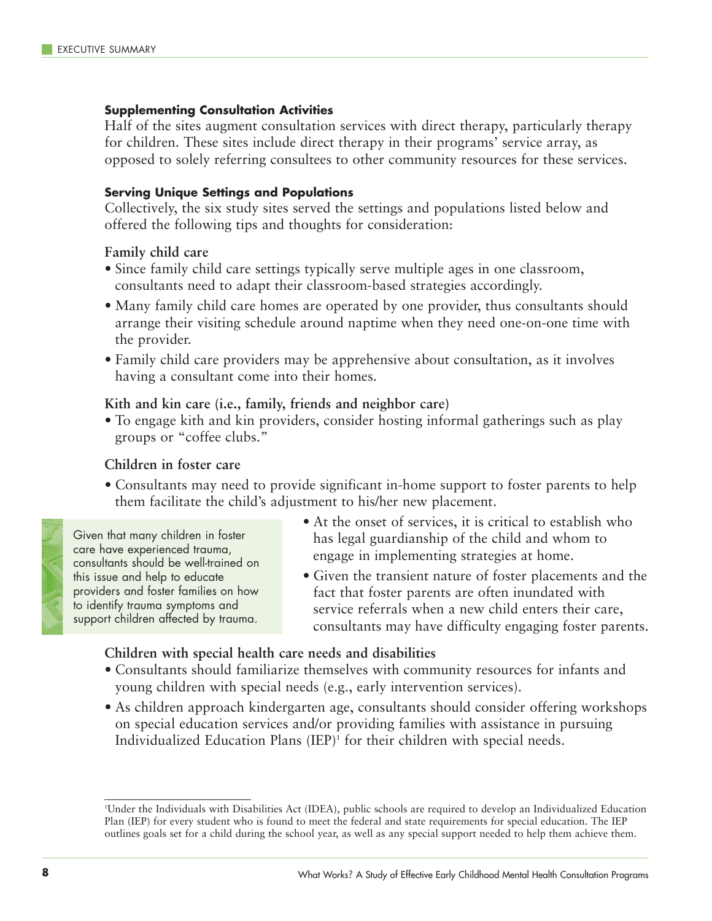#### Supplementing Consultation Activities

Half of the sites augment consultation services with direct therapy, particularly therapy for children. These sites include direct therapy in their programs' service array, as opposed to solely referring consultees to other community resources for these services.

#### Serving Unique Settings and Populations

Collectively, the six study sites served the settings and populations listed below and offered the following tips and thoughts for consideration:

**Family child care**

- Since family child care settings typically serve multiple ages in one classroom, consultants need to adapt their classroom-based strategies accordingly.
- Many family child care homes are operated by one provider, thus consultants should arrange their visiting schedule around naptime when they need one-on-one time with the provider.
- Family child care providers may be apprehensive about consultation, as it involves having a consultant come into their homes.

**Kith and kin care (i.e., family, friends and neighbor care)**

- To engage kith and kin providers, consider hosting informal gatherings such as play groups or "coffee clubs."

**Children in foster care**

- Consultants may need to provide significant in-home support to foster parents to help them facilitate the child's adjustment to his/her new placement.
- At the onset of services, it is critical to establish who has legal guardianship of the child and whom to engage in implementing strategies at home.
- Given the transient nature of foster placements and the fact that foster parents are often inundated with service referrals when a new child enters their care, consultants may have difficulty engaging foster parents.

> Given that many children in foster care have experienced trauma, consultants should be well-trained on this issue and help to educate providers and foster families on how to identify trauma symptoms and support children affected by trauma.

**Children with special health care needs and disabilities**

- Consultants should familiarize themselves with community resources for infants and young children with special needs (e.g., early intervention services).
- As children approach kindergarten age, consultants should consider offering workshops on special education services and/or providing families with assistance in pursuing Individualized Education Plans (IEP)[1] for their children with special needs.

---

[1] Under the Individuals with Disabilities Act (IDEA), public schools are required to develop an Individualized Education Plan (IEP) for every student who is found to meet the federal and state requirements for special education. The IEP outlines goals set for a child during the school year, as well as any special support needed to help them achieve them.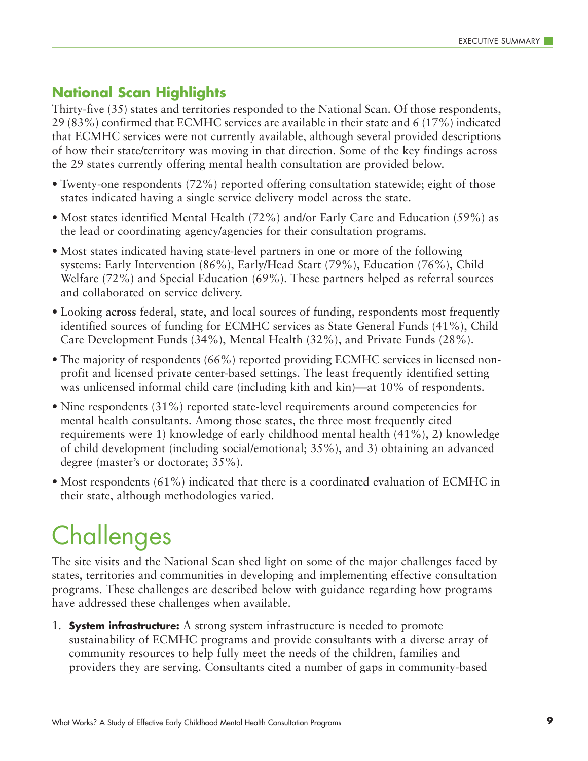## National Scan Highlights

Thirty-five (35) states and territories responded to the National Scan. Of those respondents, 29 (83%) confirmed that ECMHC services are available in their state and 6 (17%) indicated that ECMHC services were not currently available, although several provided descriptions of how their state/territory was moving in that direction. Some of the key findings across the 29 states currently offering mental health consultation are provided below.

- Twenty-one respondents (72%) reported offering consultation statewide; eight of those states indicated having a single service delivery model across the state.
- Most states identified Mental Health (72%) and/or Early Care and Education (59%) as the lead or coordinating agency/agencies for their consultation programs.
- Most states indicated having state-level partners in one or more of the following systems: Early Intervention (86%), Early/Head Start (79%), Education (76%), Child Welfare (72%) and Special Education (69%). These partners helped as referral sources and collaborated on service delivery.
- Looking **across** federal, state, and local sources of funding, respondents most frequently identified sources of funding for ECMHC services as State General Funds (41%), Child Care Development Funds (34%), Mental Health (32%), and Private Funds (28%).
- The majority of respondents (66%) reported providing ECMHC services in licensed non-profit and licensed private center-based settings. The least frequently identified setting was unlicensed informal child care (including kith and kin)—at 10% of respondents.
- Nine respondents (31%) reported state-level requirements around competencies for mental health consultants. Among those states, the three most frequently cited requirements were 1) knowledge of early childhood mental health (41%), 2) knowledge of child development (including social/emotional; 35%), and 3) obtaining an advanced degree (master's or doctorate; 35%).
- Most respondents (61%) indicated that there is a coordinated evaluation of ECMHC in their state, although methodologies varied.

# Challenges

The site visits and the National Scan shed light on some of the major challenges faced by states, territories and communities in developing and implementing effective consultation programs. These challenges are described below with guidance regarding how programs have addressed these challenges when available.

1. **System infrastructure:** A strong system infrastructure is needed to promote sustainability of ECMHC programs and provide consultants with a diverse array of community resources to help fully meet the needs of the children, families and providers they are serving. Consultants cited a number of gaps in community-based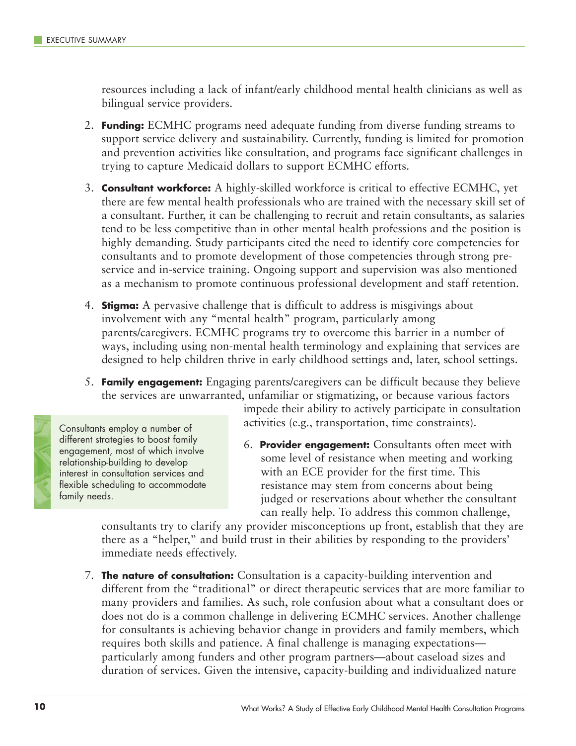resources including a lack of infant/early childhood mental health clinicians as well as bilingual service providers.

2. **Funding:** ECMHC programs need adequate funding from diverse funding streams to support service delivery and sustainability. Currently, funding is limited for promotion and prevention activities like consultation, and programs face significant challenges in trying to capture Medicaid dollars to support ECMHC efforts.

3. **Consultant workforce:** A highly-skilled workforce is critical to effective ECMHC, yet there are few mental health professionals who are trained with the necessary skill set of a consultant. Further, it can be challenging to recruit and retain consultants, as salaries tend to be less competitive than in other mental health professions and the position is highly demanding. Study participants cited the need to identify core competencies for consultants and to promote development of those competencies through strong pre-service and in-service training. Ongoing support and supervision was also mentioned as a mechanism to promote continuous professional development and staff retention.

4. **Stigma:** A pervasive challenge that is difficult to address is misgivings about involvement with any "mental health" program, particularly among parents/caregivers. ECMHC programs try to overcome this barrier in a number of ways, including using non-mental health terminology and explaining that services are designed to help children thrive in early childhood settings and, later, school settings.

5. **Family engagement:** Engaging parents/caregivers can be difficult because they believe the services are unwarranted, unfamiliar or stigmatizing, or because various factors impede their ability to actively participate in consultation activities (e.g., transportation, time constraints).

> Consultants employ a number of different strategies to boost family engagement, most of which involve relationship-building to develop interest in consultation services and flexible scheduling to accommodate family needs.

6. **Provider engagement:** Consultants often meet with some level of resistance when meeting and working with an ECE provider for the first time. This resistance may stem from concerns about being judged or reservations about whether the consultant can really help. To address this common challenge, consultants try to clarify any provider misconceptions up front, establish that they are there as a "helper," and build trust in their abilities by responding to the providers' immediate needs effectively.

7. **The nature of consultation:** Consultation is a capacity-building intervention and different from the "traditional" or direct therapeutic services that are more familiar to many providers and families. As such, role confusion about what a consultant does or does not do is a common challenge in delivering ECMHC services. Another challenge for consultants is achieving behavior change in providers and family members, which requires both skills and patience. A final challenge is managing expectations—particularly among funders and other program partners—about caseload sizes and duration of services. Given the intensive, capacity-building and individualized nature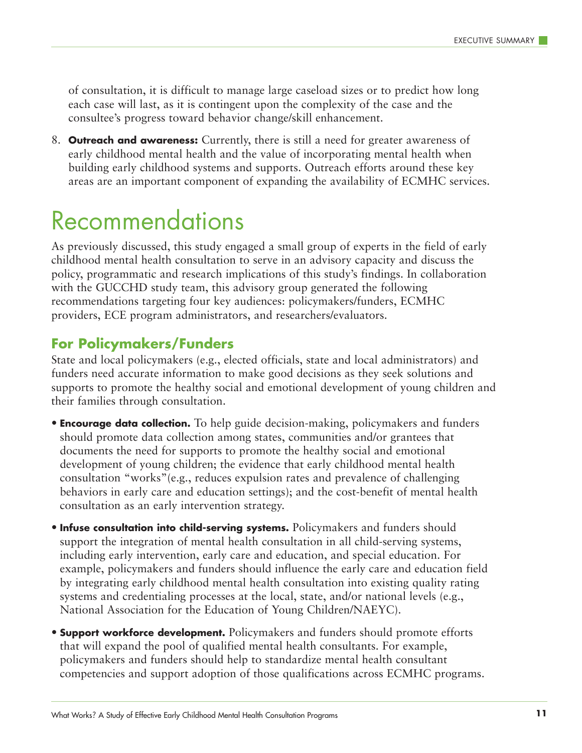of consultation, it is difficult to manage large caseload sizes or to predict how long each case will last, as it is contingent upon the complexity of the case and the consultee's progress toward behavior change/skill enhancement.

8. **Outreach and awareness:** Currently, there is still a need for greater awareness of early childhood mental health and the value of incorporating mental health when building early childhood systems and supports. Outreach efforts around these key areas are an important component of expanding the availability of ECMHC services.

# Recommendations

As previously discussed, this study engaged a small group of experts in the field of early childhood mental health consultation to serve in an advisory capacity and discuss the policy, programmatic and research implications of this study's findings. In collaboration with the GUCCHD study team, this advisory group generated the following recommendations targeting four key audiences: policymakers/funders, ECMHC providers, ECE program administrators, and researchers/evaluators.

## For Policymakers/Funders

State and local policymakers (e.g., elected officials, state and local administrators) and funders need accurate information to make good decisions as they seek solutions and supports to promote the healthy social and emotional development of young children and their families through consultation.

- **Encourage data collection.** To help guide decision-making, policymakers and funders should promote data collection among states, communities and/or grantees that documents the need for supports to promote the healthy social and emotional development of young children; the evidence that early childhood mental health consultation "works"(e.g., reduces expulsion rates and prevalence of challenging behaviors in early care and education settings); and the cost-benefit of mental health consultation as an early intervention strategy.
- **Infuse consultation into child-serving systems.** Policymakers and funders should support the integration of mental health consultation in all child-serving systems, including early intervention, early care and education, and special education. For example, policymakers and funders should influence the early care and education field by integrating early childhood mental health consultation into existing quality rating systems and credentialing processes at the local, state, and/or national levels (e.g., National Association for the Education of Young Children/NAEYC).
- **Support workforce development.** Policymakers and funders should promote efforts that will expand the pool of qualified mental health consultants. For example, policymakers and funders should help to standardize mental health consultant competencies and support adoption of those qualifications across ECMHC programs.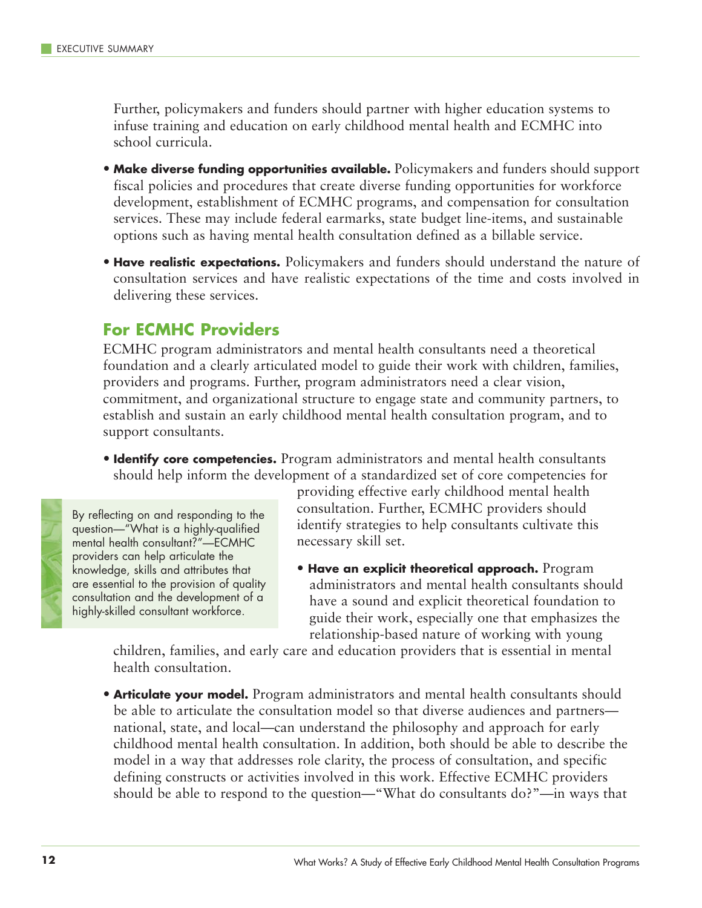Further, policymakers and funders should partner with higher education systems to infuse training and education on early childhood mental health and ECMHC into school curricula.

- **Make diverse funding opportunities available.** Policymakers and funders should support fiscal policies and procedures that create diverse funding opportunities for workforce development, establishment of ECMHC programs, and compensation for consultation services. These may include federal earmarks, state budget line-items, and sustainable options such as having mental health consultation defined as a billable service.

- **Have realistic expectations.** Policymakers and funders should understand the nature of consultation services and have realistic expectations of the time and costs involved in delivering these services.

## For ECMHC Providers

ECMHC program administrators and mental health consultants need a theoretical foundation and a clearly articulated model to guide their work with children, families, providers and programs. Further, program administrators need a clear vision, commitment, and organizational structure to engage state and community partners, to establish and sustain an early childhood mental health consultation program, and to support consultants.

- **Identify core competencies.** Program administrators and mental health consultants should help inform the development of a standardized set of core competencies for providing effective early childhood mental health consultation. Further, ECMHC providers should identify strategies to help consultants cultivate this necessary skill set.

- **Have an explicit theoretical approach.** Program administrators and mental health consultants should have a sound and explicit theoretical foundation to guide their work, especially one that emphasizes the relationship-based nature of working with young children, families, and early care and education providers that is essential in mental health consultation.

- **Articulate your model.** Program administrators and mental health consultants should be able to articulate the consultation model so that diverse audiences and partners—national, state, and local—can understand the philosophy and approach for early childhood mental health consultation. In addition, both should be able to describe the model in a way that addresses role clarity, the process of consultation, and specific defining constructs or activities involved in this work. Effective ECMHC providers should be able to respond to the question—"What do consultants do?"—in ways that

> By reflecting on and responding to the question—"What is a highly-qualified mental health consultant?"—ECMHC providers can help articulate the knowledge, skills and attributes that are essential to the provision of quality consultation and the development of a highly-skilled consultant workforce.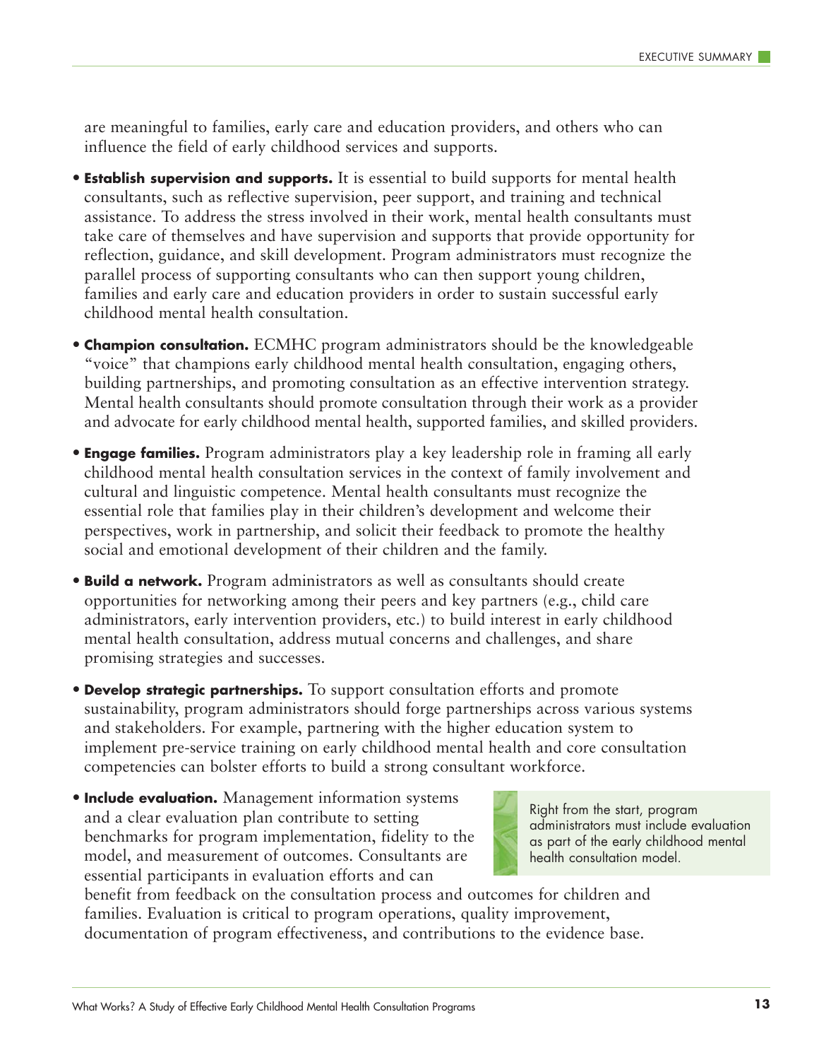are meaningful to families, early care and education providers, and others who can influence the field of early childhood services and supports.

- **Establish supervision and supports.** It is essential to build supports for mental health consultants, such as reflective supervision, peer support, and training and technical assistance. To address the stress involved in their work, mental health consultants must take care of themselves and have supervision and supports that provide opportunity for reflection, guidance, and skill development. Program administrators must recognize the parallel process of supporting consultants who can then support young children, families and early care and education providers in order to sustain successful early childhood mental health consultation.

- **Champion consultation.** ECMHC program administrators should be the knowledgeable "voice" that champions early childhood mental health consultation, engaging others, building partnerships, and promoting consultation as an effective intervention strategy. Mental health consultants should promote consultation through their work as a provider and advocate for early childhood mental health, supported families, and skilled providers.

- **Engage families.** Program administrators play a key leadership role in framing all early childhood mental health consultation services in the context of family involvement and cultural and linguistic competence. Mental health consultants must recognize the essential role that families play in their children's development and welcome their perspectives, work in partnership, and solicit their feedback to promote the healthy social and emotional development of their children and the family.

- **Build a network.** Program administrators as well as consultants should create opportunities for networking among their peers and key partners (e.g., child care administrators, early intervention providers, etc.) to build interest in early childhood mental health consultation, address mutual concerns and challenges, and share promising strategies and successes.

- **Develop strategic partnerships.** To support consultation efforts and promote sustainability, program administrators should forge partnerships across various systems and stakeholders. For example, partnering with the higher education system to implement pre-service training on early childhood mental health and core consultation competencies can bolster efforts to build a strong consultant workforce.

- **Include evaluation.** Management information systems and a clear evaluation plan contribute to setting benchmarks for program implementation, fidelity to the model, and measurement of outcomes. Consultants are essential participants in evaluation efforts and can benefit from feedback on the consultation process and outcomes for children and families. Evaluation is critical to program operations, quality improvement, documentation of program effectiveness, and contributions to the evidence base.

> Right from the start, program administrators must include evaluation as part of the early childhood mental health consultation model.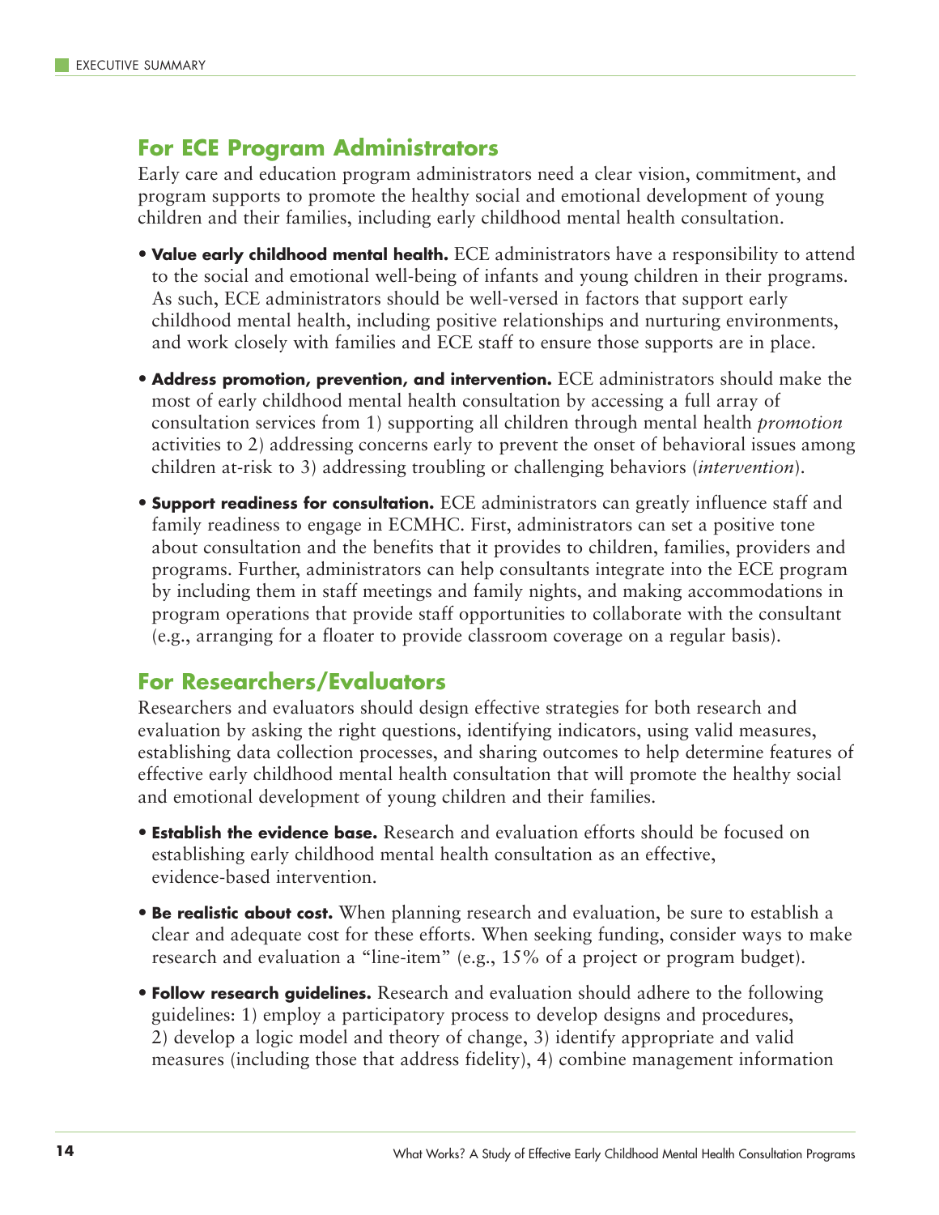## For ECE Program Administrators

Early care and education program administrators need a clear vision, commitment, and program supports to promote the healthy social and emotional development of young children and their families, including early childhood mental health consultation.

- **Value early childhood mental health.** ECE administrators have a responsibility to attend to the social and emotional well-being of infants and young children in their programs. As such, ECE administrators should be well-versed in factors that support early childhood mental health, including positive relationships and nurturing environments, and work closely with families and ECE staff to ensure those supports are in place.
- **Address promotion, prevention, and intervention.** ECE administrators should make the most of early childhood mental health consultation by accessing a full array of consultation services from 1) supporting all children through mental health *promotion* activities to 2) addressing concerns early to prevent the onset of behavioral issues among children at-risk to 3) addressing troubling or challenging behaviors (*intervention*).
- **Support readiness for consultation.** ECE administrators can greatly influence staff and family readiness to engage in ECMHC. First, administrators can set a positive tone about consultation and the benefits that it provides to children, families, providers and programs. Further, administrators can help consultants integrate into the ECE program by including them in staff meetings and family nights, and making accommodations in program operations that provide staff opportunities to collaborate with the consultant (e.g., arranging for a floater to provide classroom coverage on a regular basis).

## For Researchers/Evaluators

Researchers and evaluators should design effective strategies for both research and evaluation by asking the right questions, identifying indicators, using valid measures, establishing data collection processes, and sharing outcomes to help determine features of effective early childhood mental health consultation that will promote the healthy social and emotional development of young children and their families.

- **Establish the evidence base.** Research and evaluation efforts should be focused on establishing early childhood mental health consultation as an effective, evidence-based intervention.
- **Be realistic about cost.** When planning research and evaluation, be sure to establish a clear and adequate cost for these efforts. When seeking funding, consider ways to make research and evaluation a "line-item" (e.g., 15% of a project or program budget).
- **Follow research guidelines.** Research and evaluation should adhere to the following guidelines: 1) employ a participatory process to develop designs and procedures, 2) develop a logic model and theory of change, 3) identify appropriate and valid measures (including those that address fidelity), 4) combine management information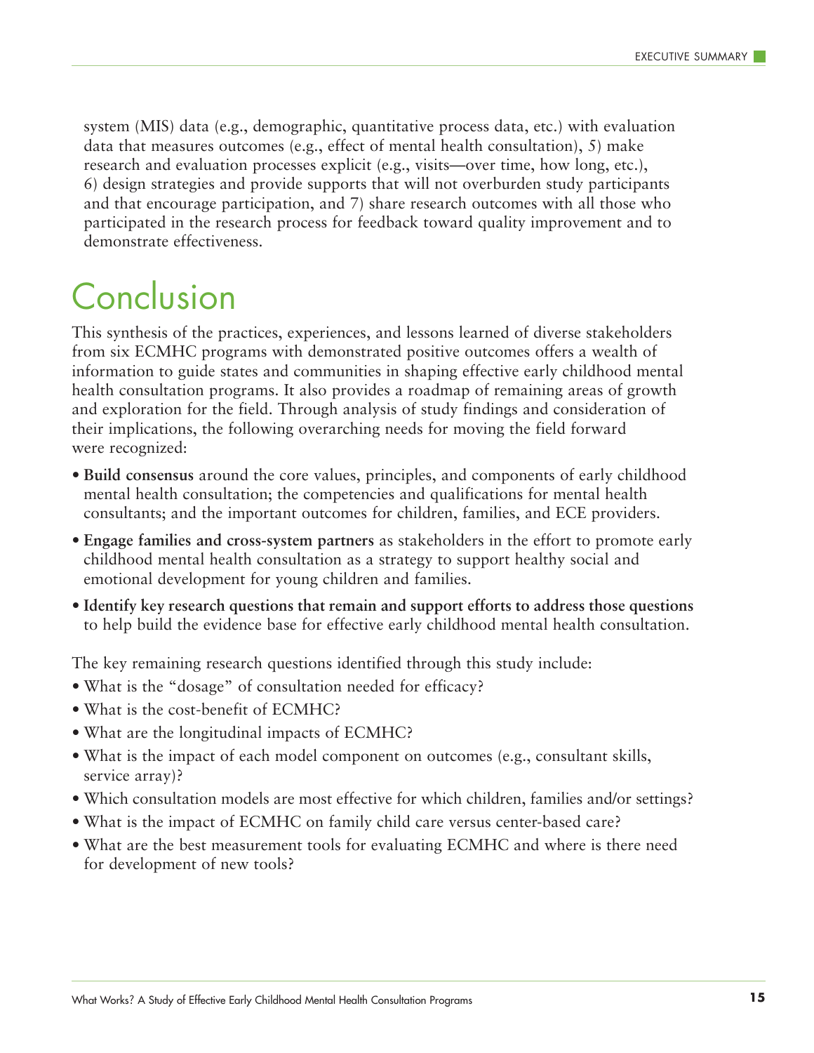system (MIS) data (e.g., demographic, quantitative process data, etc.) with evaluation data that measures outcomes (e.g., effect of mental health consultation), 5) make research and evaluation processes explicit (e.g., visits—over time, how long, etc.), 6) design strategies and provide supports that will not overburden study participants and that encourage participation, and 7) share research outcomes with all those who participated in the research process for feedback toward quality improvement and to demonstrate effectiveness.

# Conclusion

This synthesis of the practices, experiences, and lessons learned of diverse stakeholders from six ECMHC programs with demonstrated positive outcomes offers a wealth of information to guide states and communities in shaping effective early childhood mental health consultation programs. It also provides a roadmap of remaining areas of growth and exploration for the field. Through analysis of study findings and consideration of their implications, the following overarching needs for moving the field forward were recognized:

- **Build consensus** around the core values, principles, and components of early childhood mental health consultation; the competencies and qualifications for mental health consultants; and the important outcomes for children, families, and ECE providers.
- **Engage families and cross-system partners** as stakeholders in the effort to promote early childhood mental health consultation as a strategy to support healthy social and emotional development for young children and families.
- **Identify key research questions that remain and support efforts to address those questions** to help build the evidence base for effective early childhood mental health consultation.

The key remaining research questions identified through this study include:

- What is the "dosage" of consultation needed for efficacy?
- What is the cost-benefit of ECMHC?
- What are the longitudinal impacts of ECMHC?
- What is the impact of each model component on outcomes (e.g., consultant skills, service array)?
- Which consultation models are most effective for which children, families and/or settings?
- What is the impact of ECMHC on family child care versus center-based care?
- What are the best measurement tools for evaluating ECMHC and where is there need for development of new tools?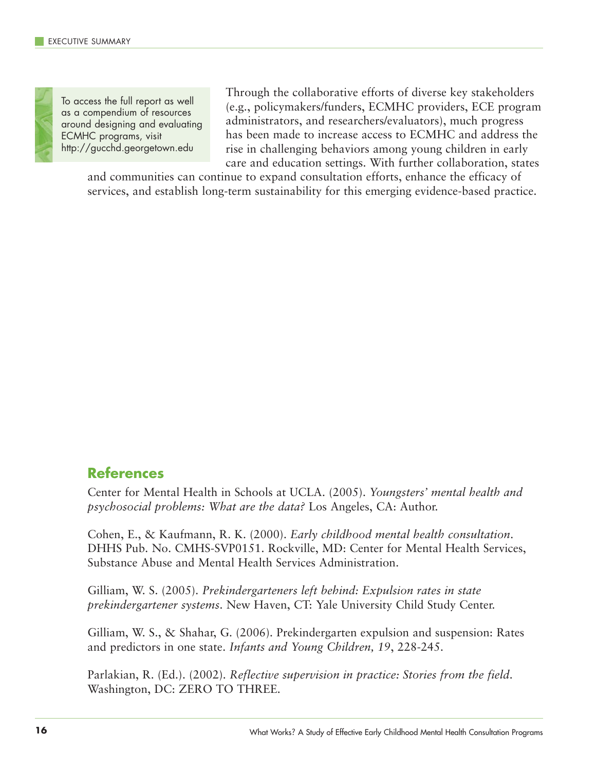To access the full report as well as a compendium of resources around designing and evaluating ECMHC programs, visit http://gucchd.georgetown.edu

Through the collaborative efforts of diverse key stakeholders (e.g., policymakers/funders, ECMHC providers, ECE program administrators, and researchers/evaluators), much progress has been made to increase access to ECMHC and address the rise in challenging behaviors among young children in early care and education settings. With further collaboration, states and communities can continue to expand consultation efforts, enhance the efficacy of services, and establish long-term sustainability for this emerging evidence-based practice.

## References

Center for Mental Health in Schools at UCLA. (2005). *Youngsters' mental health and psychosocial problems: What are the data?* Los Angeles, CA: Author.

Cohen, E., & Kaufmann, R. K. (2000). *Early childhood mental health consultation*. DHHS Pub. No. CMHS-SVP0151. Rockville, MD: Center for Mental Health Services, Substance Abuse and Mental Health Services Administration.

Gilliam, W. S. (2005). *Prekindergarteners left behind: Expulsion rates in state prekindergartener systems*. New Haven, CT: Yale University Child Study Center.

Gilliam, W. S., & Shahar, G. (2006). Prekindergarten expulsion and suspension: Rates and predictors in one state. *Infants and Young Children, 19*, 228-245.

Parlakian, R. (Ed.). (2002). *Reflective supervision in practice: Stories from the field*. Washington, DC: ZERO TO THREE.